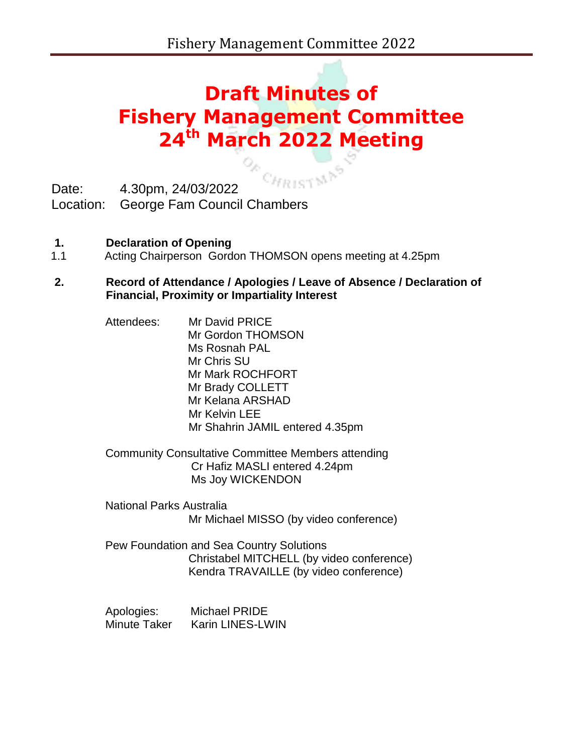# Draft Minutes of Fishery Management Committee 24th March 2022 Meeting

Date: 4.30pm, 24/03/2022
Location: George Fam Council Chambers

## 1. Declaration of Opening

1.1 Acting Chairperson Gordon THOMSON opens meeting at 4.25pm

## 2. Record of Attendance / Apologies / Leave of Absence / Declaration of Financial, Proximity or Impartiality Interest

Attendees:
- Mr David PRICE
- Mr Gordon THOMSON
- Ms Rosnah PAL
- Mr Chris SU
- Mr Mark ROCHFORT
- Mr Brady COLLETT
- Mr Kelana ARSHAD
- Mr Kelvin LEE
- Mr Shahrin JAMIL entered 4.35pm

Community Consultative Committee Members attending
- Cr Hafiz MASLI entered 4.24pm
- Ms Joy WICKENDON

National Parks Australia
- Mr Michael MISSO (by video conference)

Pew Foundation and Sea Country Solutions
- Christabel MITCHELL (by video conference)
- Kendra TRAVAILLE (by video conference)

Apologies: Michael PRIDE
Minute Taker Karin LINES-LWIN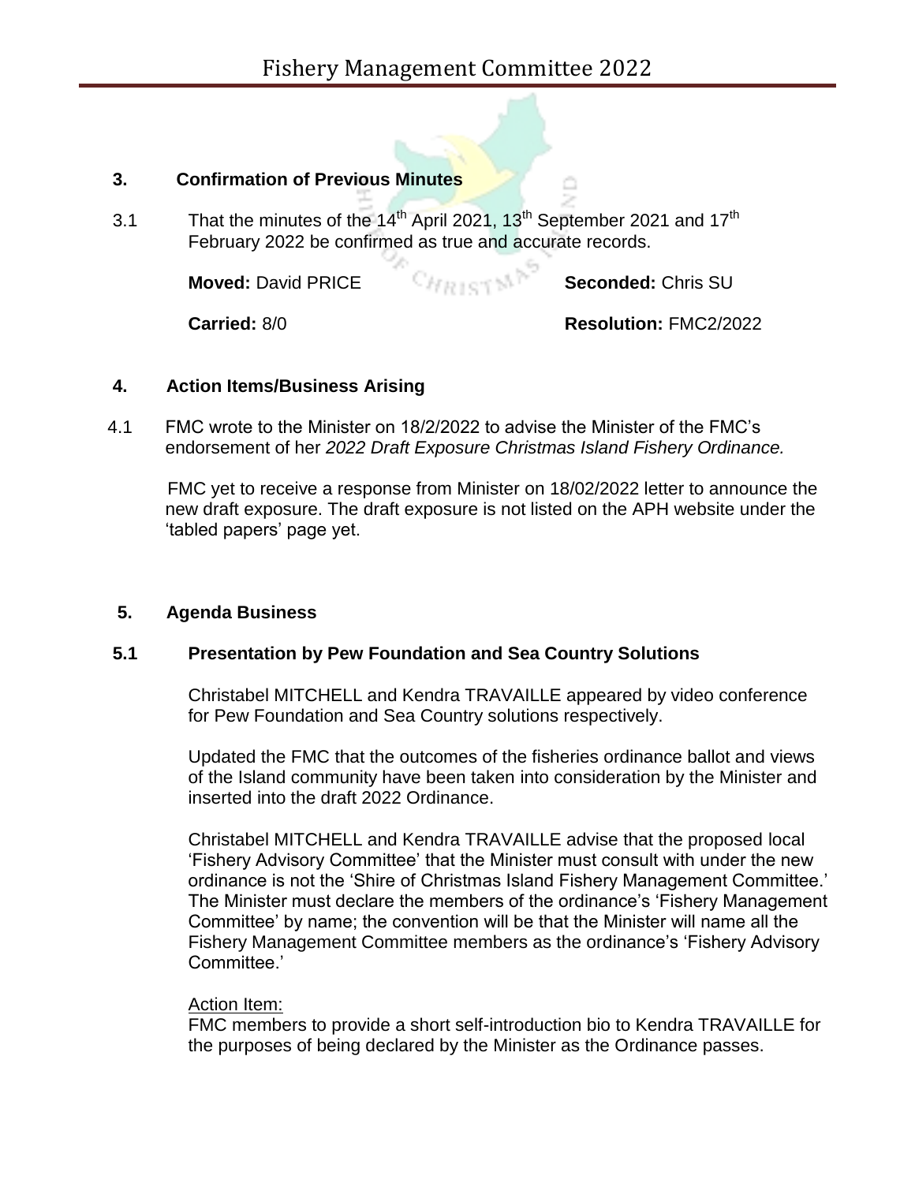## 3. Confirmation of Previous Minutes

3.1 That the minutes of the 14th April 2021, 13th September 2021 and 17th February 2022 be confirmed as true and accurate records.

**Moved:** David PRICE **Seconded:** Chris SU

**Carried:** 8/0 **Resolution:** FMC2/2022

## 4. Action Items/Business Arising

4.1 FMC wrote to the Minister on 18/2/2022 to advise the Minister of the FMC's endorsement of her *2022 Draft Exposure Christmas Island Fishery Ordinance.*

FMC yet to receive a response from Minister on 18/02/2022 letter to announce the new draft exposure. The draft exposure is not listed on the APH website under the 'tabled papers' page yet.

## 5. Agenda Business

### 5.1 Presentation by Pew Foundation and Sea Country Solutions

Christabel MITCHELL and Kendra TRAVAILLE appeared by video conference for Pew Foundation and Sea Country solutions respectively.

Updated the FMC that the outcomes of the fisheries ordinance ballot and views of the Island community have been taken into consideration by the Minister and inserted into the draft 2022 Ordinance.

Christabel MITCHELL and Kendra TRAVAILLE advise that the proposed local 'Fishery Advisory Committee' that the Minister must consult with under the new ordinance is not the 'Shire of Christmas Island Fishery Management Committee.' The Minister must declare the members of the ordinance's 'Fishery Management Committee' by name; the convention will be that the Minister will name all the Fishery Management Committee members as the ordinance's 'Fishery Advisory Committee.'

Action Item:
FMC members to provide a short self-introduction bio to Kendra TRAVAILLE for the purposes of being declared by the Minister as the Ordinance passes.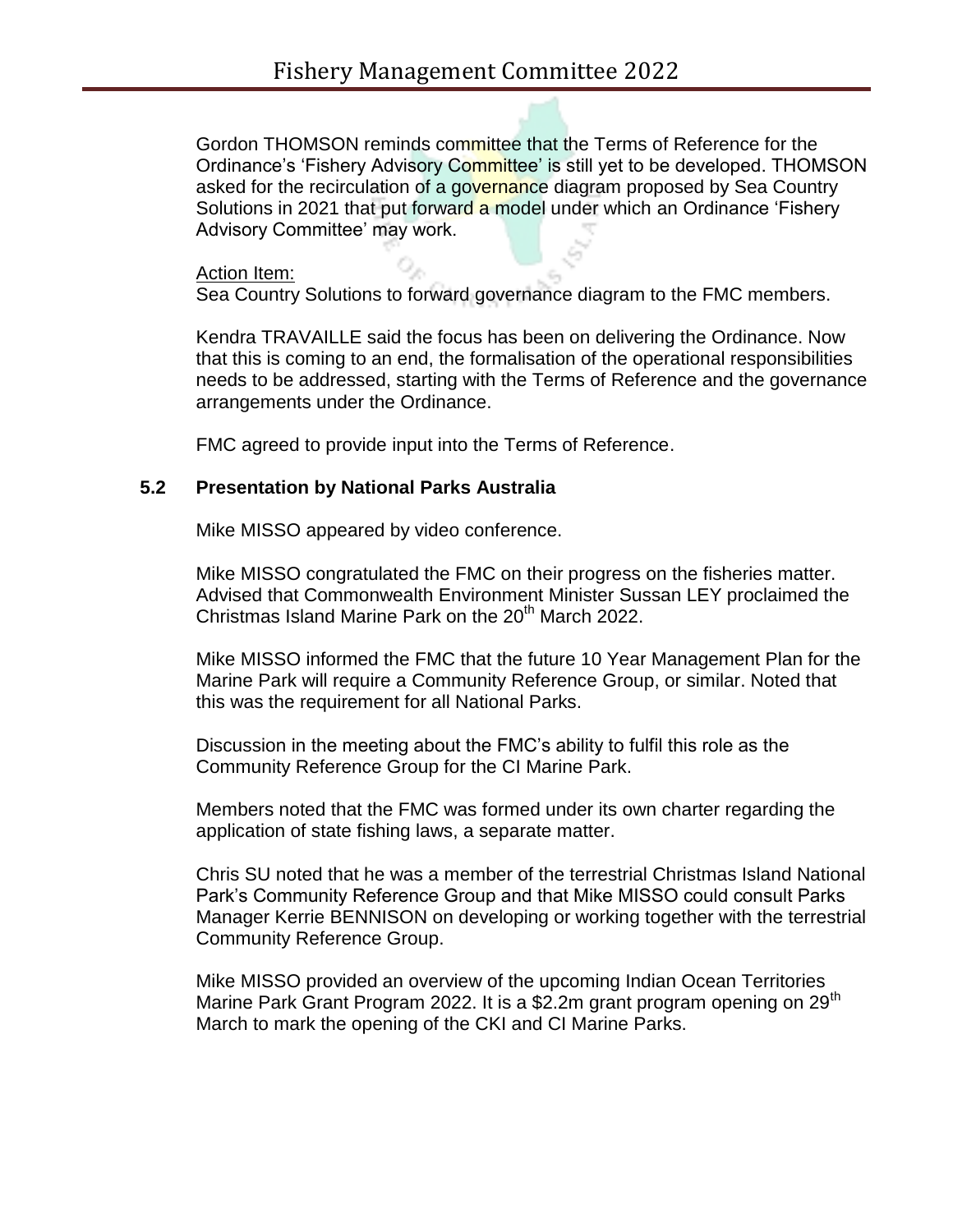Gordon THOMSON reminds committee that the Terms of Reference for the Ordinance's 'Fishery Advisory Committee' is still yet to be developed. THOMSON asked for the recirculation of a governance diagram proposed by Sea Country Solutions in 2021 that put forward a model under which an Ordinance 'Fishery Advisory Committee' may work.

<u>Action Item:</u>
Sea Country Solutions to forward governance diagram to the FMC members.

Kendra TRAVAILLE said the focus has been on delivering the Ordinance. Now that this is coming to an end, the formalisation of the operational responsibilities needs to be addressed, starting with the Terms of Reference and the governance arrangements under the Ordinance.

FMC agreed to provide input into the Terms of Reference.

### 5.2 Presentation by National Parks Australia

Mike MISSO appeared by video conference.

Mike MISSO congratulated the FMC on their progress on the fisheries matter. Advised that Commonwealth Environment Minister Sussan LEY proclaimed the Christmas Island Marine Park on the 20th March 2022.

Mike MISSO informed the FMC that the future 10 Year Management Plan for the Marine Park will require a Community Reference Group, or similar. Noted that this was the requirement for all National Parks.

Discussion in the meeting about the FMC's ability to fulfil this role as the Community Reference Group for the CI Marine Park.

Members noted that the FMC was formed under its own charter regarding the application of state fishing laws, a separate matter.

Chris SU noted that he was a member of the terrestrial Christmas Island National Park's Community Reference Group and that Mike MISSO could consult Parks Manager Kerrie BENNISON on developing or working together with the terrestrial Community Reference Group.

Mike MISSO provided an overview of the upcoming Indian Ocean Territories Marine Park Grant Program 2022. It is a $2.2m grant program opening on 29th March to mark the opening of the CKI and CI Marine Parks.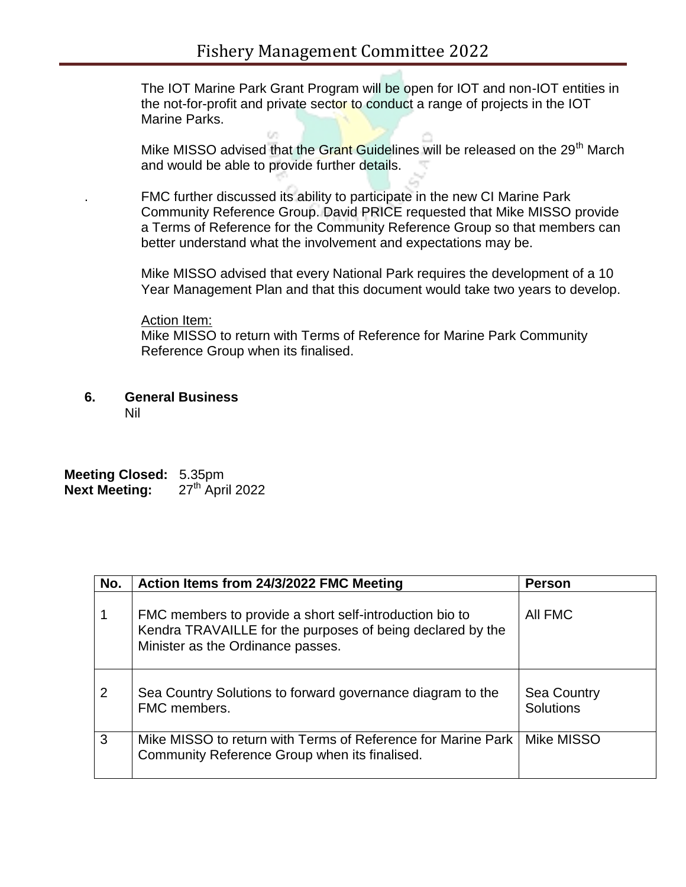The IOT Marine Park Grant Program will be open for IOT and non-IOT entities in the not-for-profit and private sector to conduct a range of projects in the IOT Marine Parks.

Mike MISSO advised that the Grant Guidelines will be released on the 29th March and would be able to provide further details.

. FMC further discussed its ability to participate in the new CI Marine Park Community Reference Group. David PRICE requested that Mike MISSO provide a Terms of Reference for the Community Reference Group so that members can better understand what the involvement and expectations may be.

Mike MISSO advised that every National Park requires the development of a 10 Year Management Plan and that this document would take two years to develop.

Action Item:
Mike MISSO to return with Terms of Reference for Marine Park Community Reference Group when its finalised.

**6. General Business**

Nil

**Meeting Closed:** 5.35pm
**Next Meeting:** 27th April 2022

| No. | Action Items from 24/3/2022 FMC Meeting | Person |
|---|---|---|
| 1 | FMC members to provide a short self-introduction bio to Kendra TRAVAILLE for the purposes of being declared by the Minister as the Ordinance passes. | All FMC |
| 2 | Sea Country Solutions to forward governance diagram to the FMC members. | Sea Country Solutions |
| 3 | Mike MISSO to return with Terms of Reference for Marine Park Community Reference Group when its finalised. | Mike MISSO |